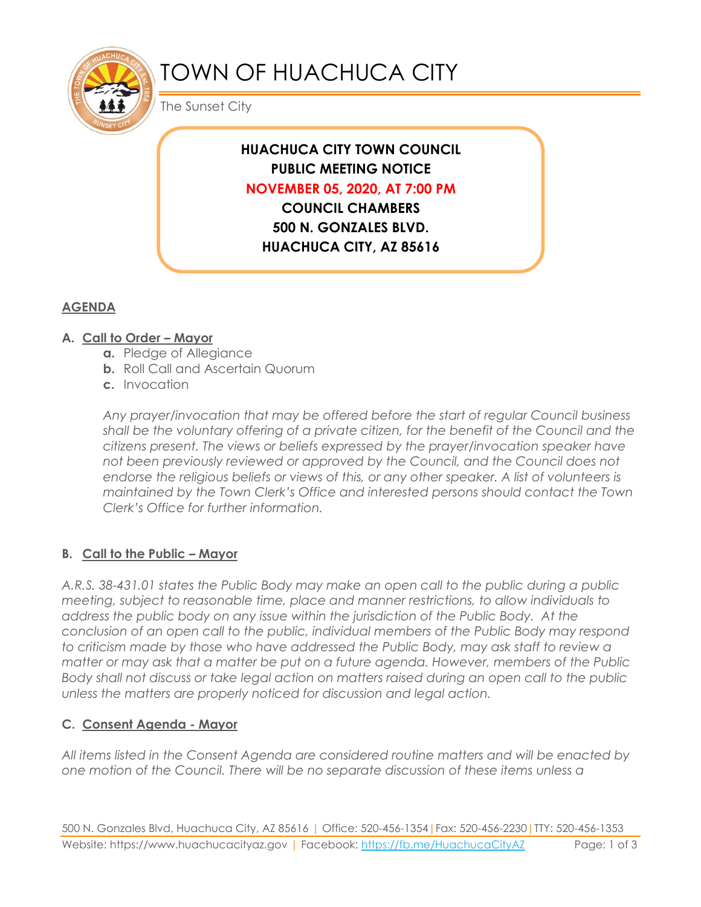# TOWN OF HUACHUCA CITY

The Sunset City

**HUACHUCA CITY TOWN COUNCIL**
**PUBLIC MEETING NOTICE**
**NOVEMBER 05, 2020, AT 7:00 PM**
**COUNCIL CHAMBERS**
**500 N. GONZALES BLVD.**
**HUACHUCA CITY, AZ 85616**

## AGENDA

### A. Call to Order – Mayor

- **a.** Pledge of Allegiance
- **b.** Roll Call and Ascertain Quorum
- **c.** Invocation

*Any prayer/invocation that may be offered before the start of regular Council business shall be the voluntary offering of a private citizen, for the benefit of the Council and the citizens present. The views or beliefs expressed by the prayer/invocation speaker have not been previously reviewed or approved by the Council, and the Council does not endorse the religious beliefs or views of this, or any other speaker. A list of volunteers is maintained by the Town Clerk's Office and interested persons should contact the Town Clerk's Office for further information.*

### B. Call to the Public – Mayor

*A.R.S. 38-431.01 states the Public Body may make an open call to the public during a public meeting, subject to reasonable time, place and manner restrictions, to allow individuals to address the public body on any issue within the jurisdiction of the Public Body. At the conclusion of an open call to the public, individual members of the Public Body may respond to criticism made by those who have addressed the Public Body, may ask staff to review a matter or may ask that a matter be put on a future agenda. However, members of the Public Body shall not discuss or take legal action on matters raised during an open call to the public unless the matters are properly noticed for discussion and legal action.*

### C. Consent Agenda - Mayor

*All items listed in the Consent Agenda are considered routine matters and will be enacted by one motion of the Council. There will be no separate discussion of these items unless a*

500 N. Gonzales Blvd, Huachuca City, AZ 85616 | Office: 520-456-1354 | Fax: 520-456-2230 | TTY: 520-456-1353
Website: https://www.huachucacityaz.gov | Facebook: https://fb.me/HuachucaCityAZ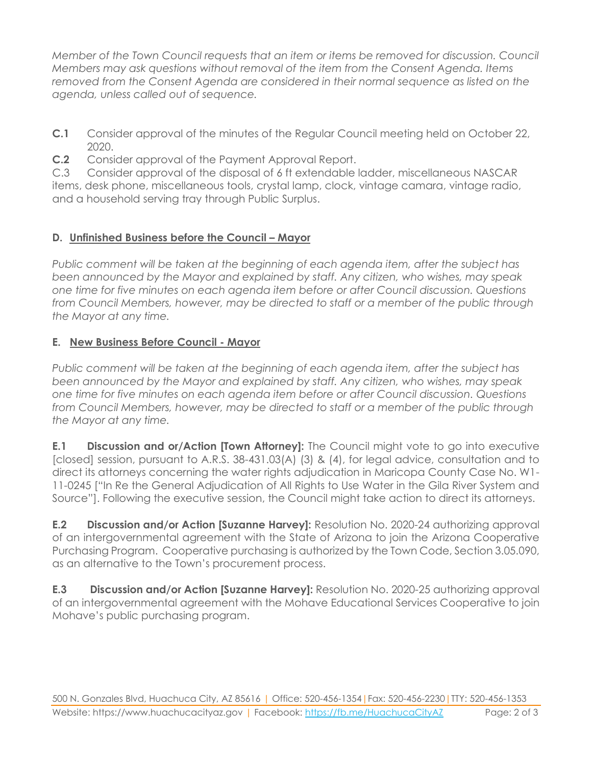*Member of the Town Council requests that an item or items be removed for discussion. Council Members may ask questions without removal of the item from the Consent Agenda. Items removed from the Consent Agenda are considered in their normal sequence as listed on the agenda, unless called out of sequence.*

**C.1** Consider approval of the minutes of the Regular Council meeting held on October 22, 2020.

**C.2** Consider approval of the Payment Approval Report.

C.3 Consider approval of the disposal of 6 ft extendable ladder, miscellaneous NASCAR items, desk phone, miscellaneous tools, crystal lamp, clock, vintage camara, vintage radio, and a household serving tray through Public Surplus.

## D. Unfinished Business before the Council – Mayor

*Public comment will be taken at the beginning of each agenda item, after the subject has been announced by the Mayor and explained by staff. Any citizen, who wishes, may speak one time for five minutes on each agenda item before or after Council discussion. Questions from Council Members, however, may be directed to staff or a member of the public through the Mayor at any time.*

## E. New Business Before Council - Mayor

*Public comment will be taken at the beginning of each agenda item, after the subject has been announced by the Mayor and explained by staff. Any citizen, who wishes, may speak one time for five minutes on each agenda item before or after Council discussion. Questions from Council Members, however, may be directed to staff or a member of the public through the Mayor at any time.*

**E.1 Discussion and or/Action [Town Attorney]:** The Council might vote to go into executive [closed] session, pursuant to A.R.S. 38-431.03(A) (3) & (4), for legal advice, consultation and to direct its attorneys concerning the water rights adjudication in Maricopa County Case No. W1-11-0245 ["In Re the General Adjudication of All Rights to Use Water in the Gila River System and Source"]. Following the executive session, the Council might take action to direct its attorneys.

**E.2 Discussion and/or Action [Suzanne Harvey]:** Resolution No. 2020-24 authorizing approval of an intergovernmental agreement with the State of Arizona to join the Arizona Cooperative Purchasing Program. Cooperative purchasing is authorized by the Town Code, Section 3.05.090, as an alternative to the Town's procurement process.

**E.3 Discussion and/or Action [Suzanne Harvey]:** Resolution No. 2020-25 authorizing approval of an intergovernmental agreement with the Mohave Educational Services Cooperative to join Mohave's public purchasing program.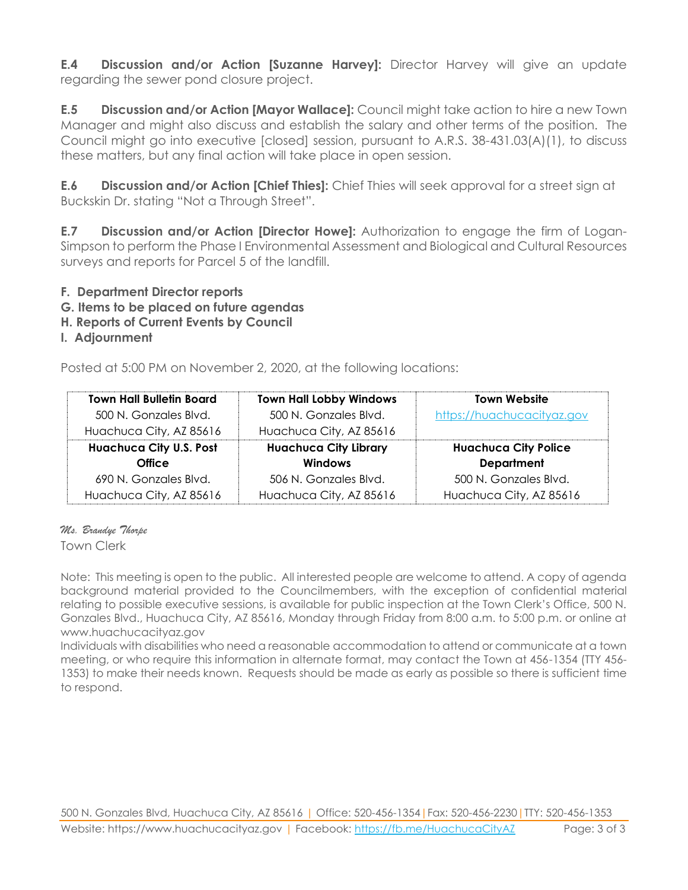**E.4 Discussion and/or Action [Suzanne Harvey]:** Director Harvey will give an update regarding the sewer pond closure project.

**E.5 Discussion and/or Action [Mayor Wallace]:** Council might take action to hire a new Town Manager and might also discuss and establish the salary and other terms of the position. The Council might go into executive [closed] session, pursuant to A.R.S. 38-431.03(A)(1), to discuss these matters, but any final action will take place in open session.

**E.6 Discussion and/or Action [Chief Thies]:** Chief Thies will seek approval for a street sign at Buckskin Dr. stating "Not a Through Street".

**E.7 Discussion and/or Action [Director Howe]:** Authorization to engage the firm of Logan-Simpson to perform the Phase I Environmental Assessment and Biological and Cultural Resources surveys and reports for Parcel 5 of the landfill.

**F. Department Director reports**
**G. Items to be placed on future agendas**
**H. Reports of Current Events by Council**
**I. Adjournment**

Posted at 5:00 PM on November 2, 2020, at the following locations:

| | | |
|---|---|---|
| **Town Hall Bulletin Board**<br>500 N. Gonzales Blvd.<br>Huachuca City, AZ 85616 | **Town Hall Lobby Windows**<br>500 N. Gonzales Blvd.<br>Huachuca City, AZ 85616 | **Town Website**<br>https://huachucacityaz.gov |
| **Huachuca City U.S. Post Office**<br>690 N. Gonzales Blvd.<br>Huachuca City, AZ 85616 | **Huachuca City Library Windows**<br>506 N. Gonzales Blvd.<br>Huachuca City, AZ 85616 | **Huachuca City Police Department**<br>500 N. Gonzales Blvd.<br>Huachuca City, AZ 85616 |

*Ms. Brandye Thorpe*
Town Clerk

Note: This meeting is open to the public. All interested people are welcome to attend. A copy of agenda background material provided to the Councilmembers, with the exception of confidential material relating to possible executive sessions, is available for public inspection at the Town Clerk's Office, 500 N. Gonzales Blvd., Huachuca City, AZ 85616, Monday through Friday from 8:00 a.m. to 5:00 p.m. or online at www.huachucacityaz.gov
Individuals with disabilities who need a reasonable accommodation to attend or communicate at a town meeting, or who require this information in alternate format, may contact the Town at 456-1354 (TTY 456-1353) to make their needs known. Requests should be made as early as possible so there is sufficient time to respond.